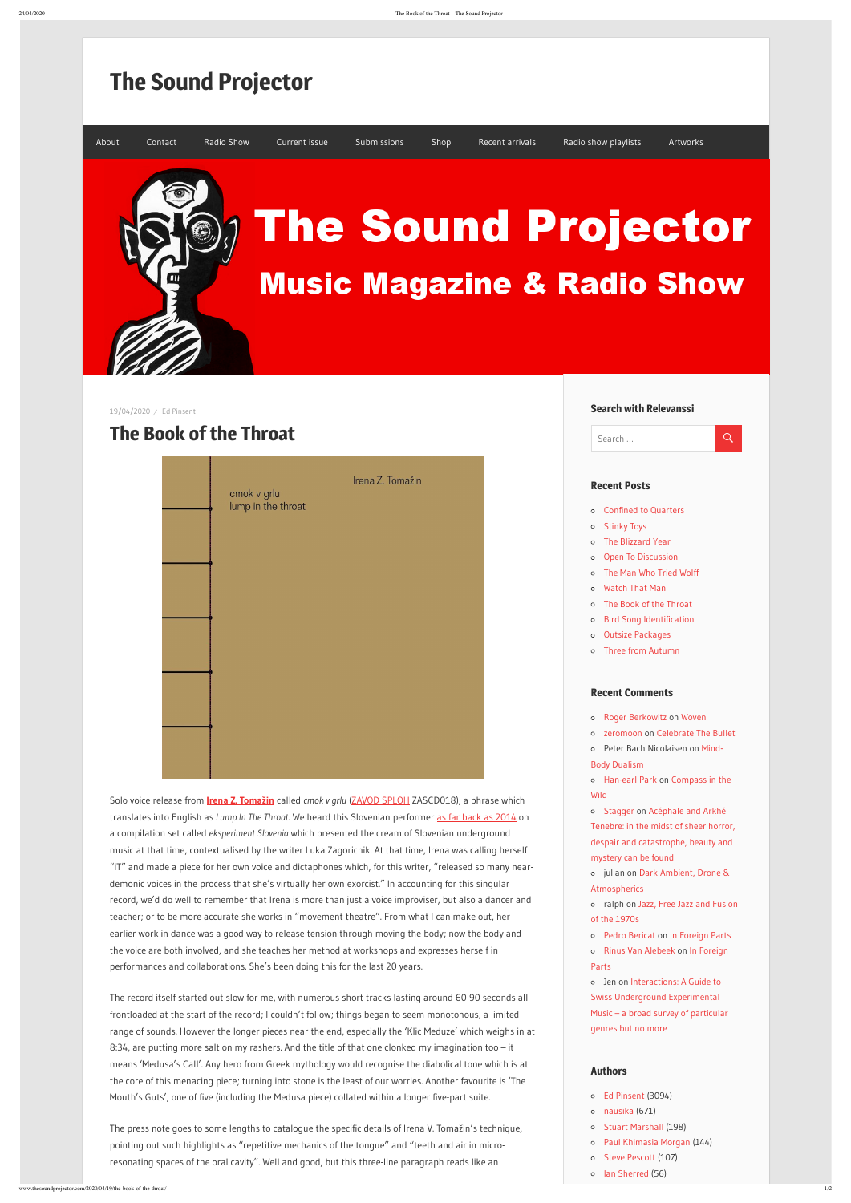# The Sound Projector

About · Contact · Radio Show · Current issue · Submissions · Shop · Recent arrivals · Radio show playlists · Artworks

19/04/2020 / Ed Pinsent

## The Book of the Throat

Solo voice release from **Irena Z. Tomažin** called *cmok v grlu* (ZAVOD SPLOH ZASCD018), a phrase which translates into English as *Lump In The Throat*. We heard this Slovenian performer as far back as 2014 on a compilation set called *eksperiment Slovenia* which presented the cream of Slovenian underground music at that time, contextualised by the writer Luka Zagoricnik. At that time, Irena was calling herself "iT" and made a piece for her own voice and dictaphones which, for this writer, "released so many near-demonic voices in the process that she's virtually her own exorcist." In accounting for this singular record, we'd do well to remember that Irena is more than just a voice improviser, but also a dancer and teacher; or to be more accurate she works in "movement theatre". From what I can make out, her earlier work in dance was a good way to release tension through moving the body; now the body and the voice are both involved, and she teaches her method at workshops and expresses herself in performances and collaborations. She's been doing this for the last 20 years.

The record itself started out slow for me, with numerous short tracks lasting around 60-90 seconds all frontloaded at the start of the record; I couldn't follow; things began to seem monotonous, a limited range of sounds. However the longer pieces near the end, especially the 'Klic Meduze' which weighs in at 8:34, are putting more salt on my rashers. And the title of that one clonked my imagination too – it means 'Medusa's Call'. Any hero from Greek mythology would recognise the diabolical tone which is at the core of this menacing piece; turning into stone is the least of our worries. Another favourite is 'The Mouth's Guts', one of five (including the Medusa piece) collated within a longer five-part suite.

The press note goes to some lengths to catalogue the specific details of Irena V. Tomažin's technique, pointing out such highlights as "repetitive mechanics of the tongue" and "teeth and air in micro-resonating spaces of the oral cavity". Well and good, but this three-line paragraph reads like an

### Search with Relevanssi

Search ...

### Recent Posts

- Confined to Quarters
- Stinky Toys
- The Blizzard Year
- Open To Discussion
- The Man Who Tried Wolff
- Watch That Man
- The Book of the Throat
- Bird Song Identification
- Outsize Packages
- Three from Autumn

### Recent Comments

- Roger Berkowitz on Woven
- zeromoon on Celebrate The Bullet
- Peter Bach Nicolaisen on Mind-Body Dualism
- Han-earl Park on Compass in the Wild
- Stagger on Acéphale and Arkhé Tenebre: in the midst of sheer horror, despair and catastrophe, beauty and mystery can be found
- julian on Dark Ambient, Drone & Atmospherics
- ralph on Jazz, Free Jazz and Fusion of the 1970s
- Pedro Bericat on In Foreign Parts
- Rinus Van Alebeek on In Foreign Parts
- Jen on Interactions: A Guide to Swiss Underground Experimental Music – a broad survey of particular genres but no more

### Authors

- Ed Pinsent (3094)
- nausika (671)
- Stuart Marshall (198)
- Paul Khimasia Morgan (144)
- Steve Pescott (107)
- Ian Sherred (56)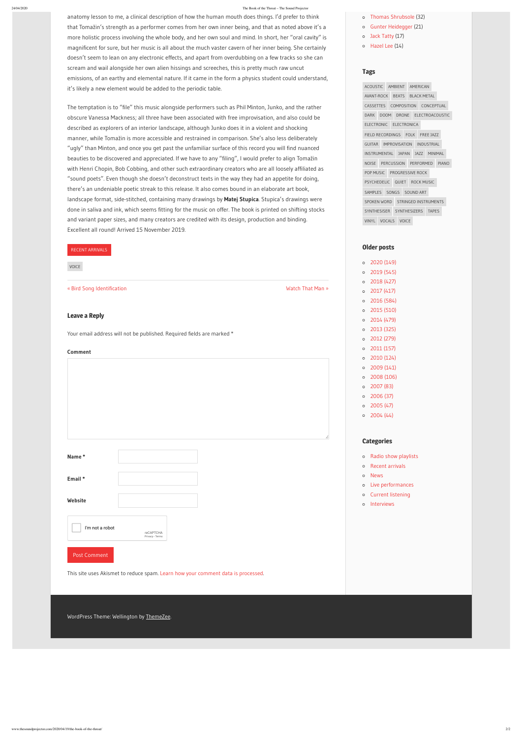anatomy lesson to me, a clinical description of how the human mouth does things. I'd prefer to think that Tomažin's strength as a performer comes from her own inner being, and that as noted above it's a more holistic process involving the whole body, and her own soul and mind. In short, her "oral cavity" is magnificent for sure, but her music is all about the much vaster cavern of her inner being. She certainly doesn't seem to lean on any electronic effects, and apart from overdubbing on a few tracks so she can scream and wail alongside her own alien hissings and screeches, this is pretty much raw uncut emissions, of an earthy and elemental nature. If it came in the form a physics student could understand, it's likely a new element would be added to the periodic table.

The temptation is to "file" this music alongside performers such as Phil Minton, Junko, and the rather obscure Vanessa Mackness; all three have been associated with free improvisation, and also could be described as explorers of an interior landscape, although Junko does it in a violent and shocking manner, while Tomažin is more accessible and restrained in comparison. She's also less deliberately "ugly" than Minton, and once you get past the unfamiliar surface of this record you will find nuanced beauties to be discovered and appreciated. If we have to any "filing", I would prefer to align Tomažin with Henri Chopin, Bob Cobbing, and other such extraordinary creators who are all loosely affiliated as "sound poets". Even though she doesn't deconstruct texts in the way they had an appetite for doing, there's an undeniable poetic streak to this release. It also comes bound in an elaborate art book, landscape format, side-stitched, containing many drawings by **Matej Stupica**. Stupica's drawings were done in saliva and ink, which seems fitting for the music on offer. The book is printed on shifting stocks and variant paper sizes, and many creators are credited with its design, production and binding. Excellent all round! Arrived 15 November 2019.

RECENT ARRIVALS

VOICE

« Bird Song Identification

Watch That Man »

## Leave a Reply

Your email address will not be published. Required fields are marked *

**Comment**

**Name** *

**Email** *

**Website**

I'm not a robot

reCAPTCHA
Privacy - Terms

Post Comment

This site uses Akismet to reduce spam. Learn how your comment data is processed.

WordPress Theme: Wellington by ThemeZee.

- Thomas Shrubsole (32)
- Gunter Heidegger (21)
- Jack Tatty (17)
- Hazel Lee (14)

## Tags

ACOUSTIC AMBIENT AMERICAN AVANT-ROCK BEATS BLACK METAL CASSETTES COMPOSITION CONCEPTUAL DARK DOOM DRONE ELECTROACOUSTIC ELECTRONIC ELECTRONICA FIELD RECORDINGS FOLK FREE JAZZ GUITAR IMPROVISATION INDUSTRIAL INSTRUMENTAL JAPAN JAZZ MINIMAL NOISE PERCUSSION PERFORMED PIANO POP MUSIC PROGRESSIVE ROCK PSYCHEDELIC QUIET ROCK MUSIC SAMPLES SONGS SOUND ART SPOKEN WORD STRINGED INSTRUMENTS SYNTHESISER SYNTHESIZERS TAPES VINYL VOCALS VOICE

## Older posts

- 2020 (149)
- 2019 (545)
- 2018 (427)
- 2017 (417)
- 2016 (584)
- 2015 (510)
- 2014 (479)
- 2013 (325)
- 2012 (279)
- 2011 (157)
- 2010 (124)
- 2009 (141)
- 2008 (106)
- 2007 (83)
- 2006 (37)
- 2005 (47)
- 2004 (44)

## Categories

- Radio show playlists
- Recent arrivals
- News
- Live performances
- Current listening
- Interviews